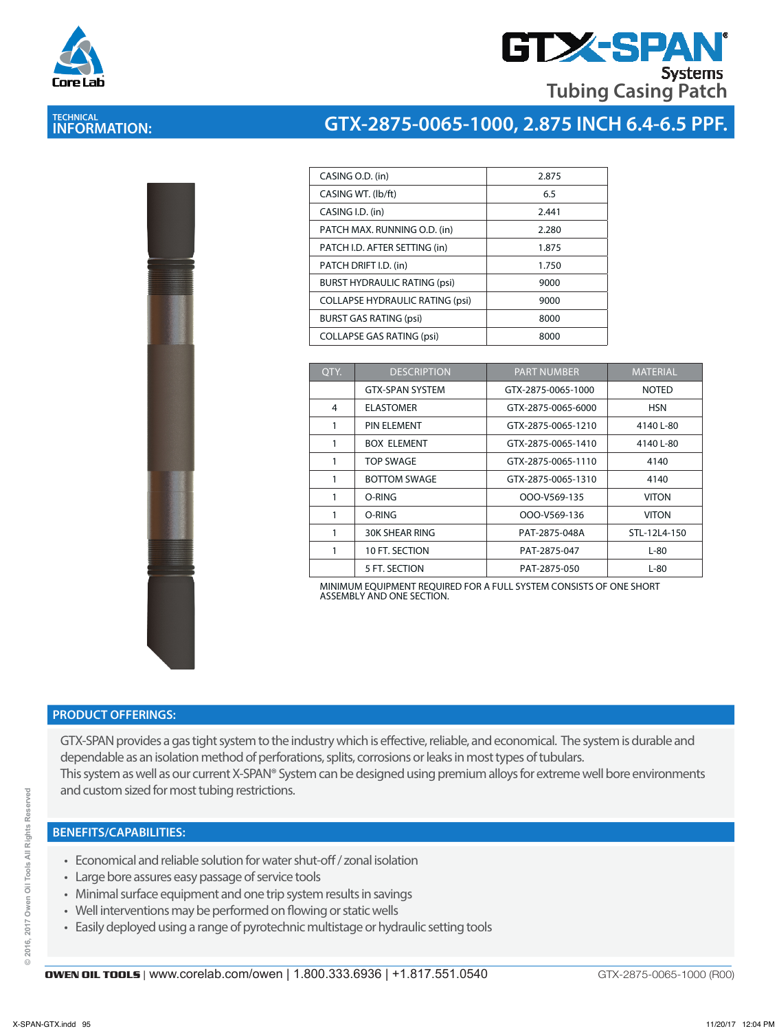# GTX-SPAN Systems Tubing Casing Patch

## TECHNICAL INFORMATION: GTX-2875-0065-1000, 2.875 INCH 6.4-6.5 PPF.

| CASING O.D. (in) | 2.875 |
|---|---|
| CASING WT. (lb/ft) | 6.5 |
| CASING I.D. (in) | 2.441 |
| PATCH MAX. RUNNING O.D. (in) | 2.280 |
| PATCH I.D. AFTER SETTING (in) | 1.875 |
| PATCH DRIFT I.D. (in) | 1.750 |
| BURST HYDRAULIC RATING (psi) | 9000 |
| COLLAPSE HYDRAULIC RATING (psi) | 9000 |
| BURST GAS RATING (psi) | 8000 |
| COLLAPSE GAS RATING (psi) | 8000 |

| QTY. | DESCRIPTION | PART NUMBER | MATERIAL |
|---|---|---|---|
| | GTX-SPAN SYSTEM | GTX-2875-0065-1000 | NOTED |
| 4 | ELASTOMER | GTX-2875-0065-6000 | HSN |
| 1 | PIN ELEMENT | GTX-2875-0065-1210 | 4140 L-80 |
| 1 | BOX ELEMENT | GTX-2875-0065-1410 | 4140 L-80 |
| 1 | TOP SWAGE | GTX-2875-0065-1110 | 4140 |
| 1 | BOTTOM SWAGE | GTX-2875-0065-1310 | 4140 |
| 1 | O-RING | OOO-V569-135 | VITON |
| 1 | O-RING | OOO-V569-136 | VITON |
| 1 | 30K SHEAR RING | PAT-2875-048A | STL-12L4-150 |
| 1 | 10 FT. SECTION | PAT-2875-047 | L-80 |
| | 5 FT. SECTION | PAT-2875-050 | L-80 |

MINIMUM EQUIPMENT REQUIRED FOR A FULL SYSTEM CONSISTS OF ONE SHORT ASSEMBLY AND ONE SECTION.

## PRODUCT OFFERINGS:

GTX-SPAN provides a gas tight system to the industry which is effective, reliable, and economical. The system is durable and dependable as an isolation method of perforations, splits, corrosions or leaks in most types of tubulars.
This system as well as our current X-SPAN® System can be designed using premium alloys for extreme well bore environments and custom sized for most tubing restrictions.

## BENEFITS/CAPABILITIES:

- Economical and reliable solution for water shut-off / zonal isolation
- Large bore assures easy passage of service tools
- Minimal surface equipment and one trip system results in savings
- Well interventions may be performed on flowing or static wells
- Easily deployed using a range of pyrotechnic multistage or hydraulic setting tools

OWEN OIL TOOLS | www.corelab.com/owen | 1.800.333.6936 | +1.817.551.0540 GTX-2875-0065-1000 (R00)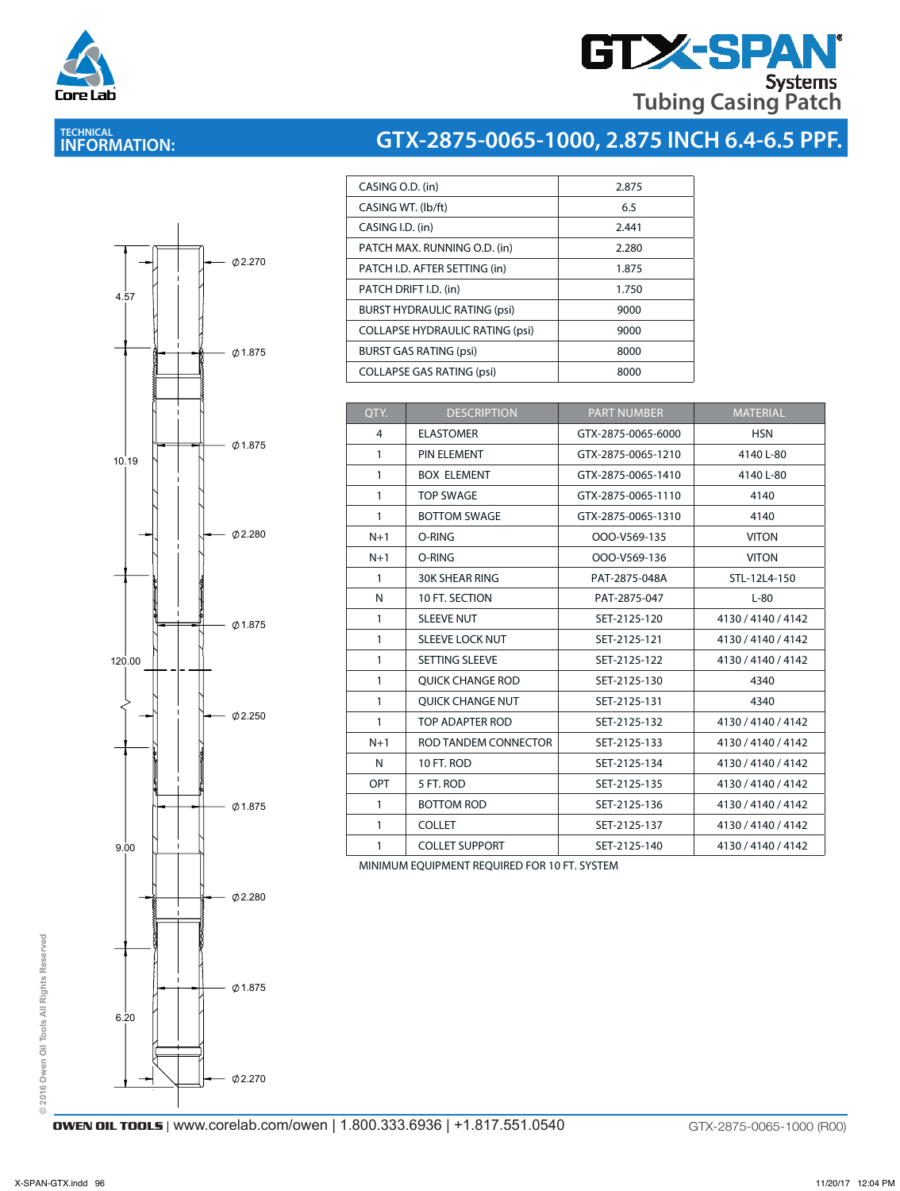GTX-SPAN® Systems
Tubing Casing Patch

## TECHNICAL INFORMATION:

# GTX-2875-0065-1000, 2.875 INCH 6.4-6.5 PPF.

| CASING O.D. (in) | 2.875 |
|---|---|
| CASING WT. (lb/ft) | 6.5 |
| CASING I.D. (in) | 2.441 |
| PATCH MAX. RUNNING O.D. (in) | 2.280 |
| PATCH I.D. AFTER SETTING (in) | 1.875 |
| PATCH DRIFT I.D. (in) | 1.750 |
| BURST HYDRAULIC RATING (psi) | 9000 |
| COLLAPSE HYDRAULIC RATING (psi) | 9000 |
| BURST GAS RATING (psi) | 8000 |
| COLLAPSE GAS RATING (psi) | 8000 |

| QTY. | DESCRIPTION | PART NUMBER | MATERIAL |
|---|---|---|---|
| 4 | ELASTOMER | GTX-2875-0065-6000 | HSN |
| 1 | PIN ELEMENT | GTX-2875-0065-1210 | 4140 L-80 |
| 1 | BOX ELEMENT | GTX-2875-0065-1410 | 4140 L-80 |
| 1 | TOP SWAGE | GTX-2875-0065-1110 | 4140 |
| 1 | BOTTOM SWAGE | GTX-2875-0065-1310 | 4140 |
| N+1 | O-RING | 000-V569-135 | VITON |
| N+1 | O-RING | 000-V569-136 | VITON |
| 1 | 30K SHEAR RING | PAT-2875-048A | STL-12L4-150 |
| N | 10 FT. SECTION | PAT-2875-047 | L-80 |
| 1 | SLEEVE NUT | SET-2125-120 | 4130 / 4140 / 4142 |
| 1 | SLEEVE LOCK NUT | SET-2125-121 | 4130 / 4140 / 4142 |
| 1 | SETTING SLEEVE | SET-2125-122 | 4130 / 4140 / 4142 |
| 1 | QUICK CHANGE ROD | SET-2125-130 | 4340 |
| 1 | QUICK CHANGE NUT | SET-2125-131 | 4340 |
| 1 | TOP ADAPTER ROD | SET-2125-132 | 4130 / 4140 / 4142 |
| N+1 | ROD TANDEM CONNECTOR | SET-2125-133 | 4130 / 4140 / 4142 |
| N | 10 FT. ROD | SET-2125-134 | 4130 / 4140 / 4142 |
| OPT | 5 FT. ROD | SET-2125-135 | 4130 / 4140 / 4142 |
| 1 | BOTTOM ROD | SET-2125-136 | 4130 / 4140 / 4142 |
| 1 | COLLET | SET-2125-137 | 4130 / 4140 / 4142 |
| 1 | COLLET SUPPORT | SET-2125-140 | 4130 / 4140 / 4142 |

MINIMUM EQUIPMENT REQUIRED FOR 10 FT. SYSTEM

Drawing dimensions: 4.57, 10.19, 120.00, 9.00, 6.20; Ø2.270, Ø1.875, Ø1.875, Ø2.280, Ø1.875, Ø2.250, Ø1.875, Ø2.280, Ø1.875, Ø2.270

© 2016 Owen Oil Tools All Rights Reserved

OWEN OIL TOOLS | www.corelab.com/owen | 1.800.333.6936 | +1.817.551.0540 GTX-2875-0065-1000 (R00)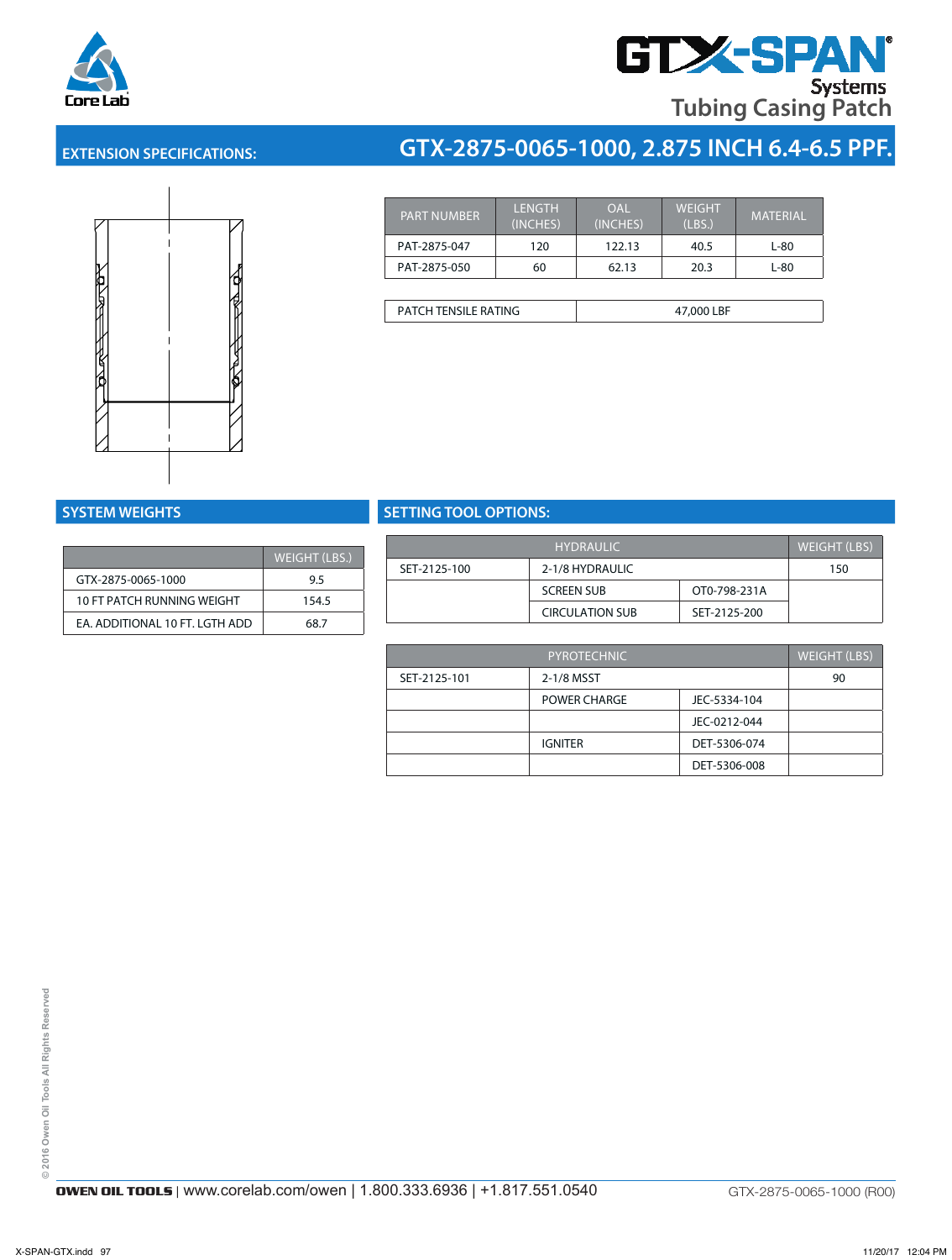GTX-SPAN® Systems
Tubing Casing Patch

## EXTENSION SPECIFICATIONS:

## GTX-2875-0065-1000, 2.875 INCH 6.4-6.5 PPF.

| PART NUMBER | LENGTH (INCHES) | OAL (INCHES) | WEIGHT (LBS.) | MATERIAL |
|---|---|---|---|---|
| PAT-2875-047 | 120 | 122.13 | 40.5 | L-80 |
| PAT-2875-050 | 60 | 62.13 | 20.3 | L-80 |

| | |
|---|---|
| PATCH TENSILE RATING | 47,000 LBF |

## SYSTEM WEIGHTS

| | WEIGHT (LBS.) |
|---|---|
| GTX-2875-0065-1000 | 9.5 |
| 10 FT PATCH RUNNING WEIGHT | 154.5 |
| EA. ADDITIONAL 10 FT. LGTH ADD | 68.7 |

## SETTING TOOL OPTIONS:

| HYDRAULIC | | | WEIGHT (LBS) |
|---|---|---|---|
| SET-2125-100 | 2-1/8 HYDRAULIC | | 150 |
| | SCREEN SUB | OT0-798-231A | |
| | CIRCULATION SUB | SET-2125-200 | |

| PYROTECHNIC | | | WEIGHT (LBS) |
|---|---|---|---|
| SET-2125-101 | 2-1/8 MSST | | 90 |
| | POWER CHARGE | JEC-5334-104 | |
| | | JEC-0212-044 | |
| | IGNITER | DET-5306-074 | |
| | | DET-5306-008 | |

© 2016 Owen Oil Tools All Rights Reserved

OWEN OIL TOOLS | www.corelab.com/owen | 1.800.333.6936 | +1.817.551.0540

GTX-2875-0065-1000 (R00)